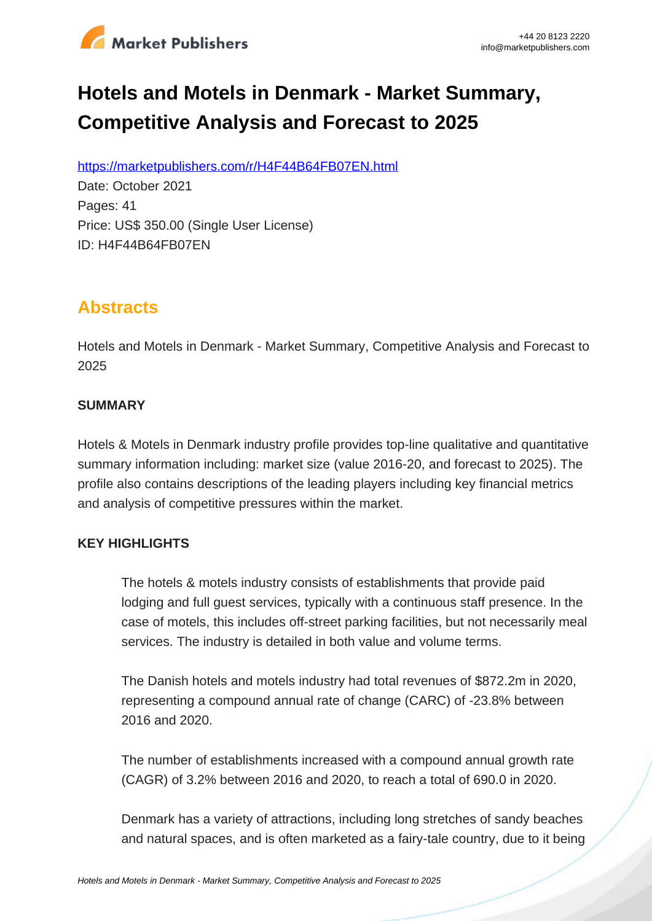# Hotels and Motels in Denmark - Market Summary, Competitive Analysis and Forecast to 2025

https://marketpublishers.com/r/H4F44B64FB07EN.html

Date: October 2021

Pages: 41

Price: US$ 350.00 (Single User License)

ID: H4F44B64FB07EN

## Abstracts

Hotels and Motels in Denmark - Market Summary, Competitive Analysis and Forecast to 2025

### SUMMARY

Hotels & Motels in Denmark industry profile provides top-line qualitative and quantitative summary information including: market size (value 2016-20, and forecast to 2025). The profile also contains descriptions of the leading players including key financial metrics and analysis of competitive pressures within the market.

### KEY HIGHLIGHTS

The hotels & motels industry consists of establishments that provide paid lodging and full guest services, typically with a continuous staff presence. In the case of motels, this includes off-street parking facilities, but not necessarily meal services. The industry is detailed in both value and volume terms.

The Danish hotels and motels industry had total revenues of $872.2m in 2020, representing a compound annual rate of change (CARC) of -23.8% between 2016 and 2020.

The number of establishments increased with a compound annual growth rate (CAGR) of 3.2% between 2016 and 2020, to reach a total of 690.0 in 2020.

Denmark has a variety of attractions, including long stretches of sandy beaches and natural spaces, and is often marketed as a fairy-tale country, due to it being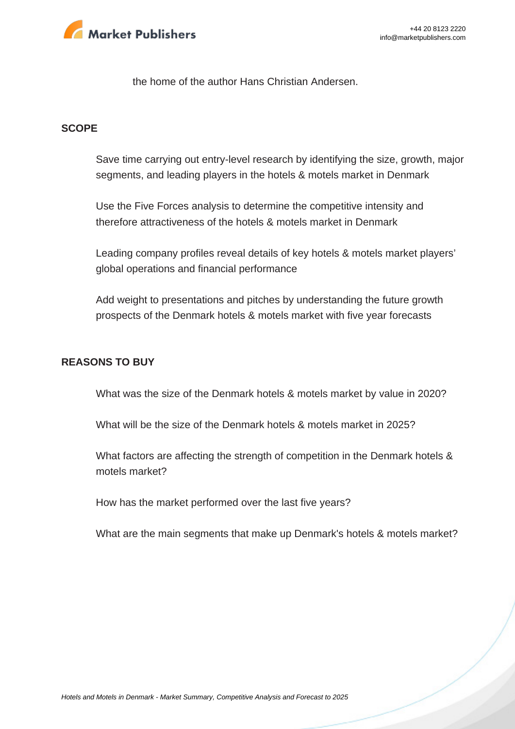the home of the author Hans Christian Andersen.

## SCOPE

Save time carrying out entry-level research by identifying the size, growth, major segments, and leading players in the hotels & motels market in Denmark

Use the Five Forces analysis to determine the competitive intensity and therefore attractiveness of the hotels & motels market in Denmark

Leading company profiles reveal details of key hotels & motels market players' global operations and financial performance

Add weight to presentations and pitches by understanding the future growth prospects of the Denmark hotels & motels market with five year forecasts

## REASONS TO BUY

What was the size of the Denmark hotels & motels market by value in 2020?

What will be the size of the Denmark hotels & motels market in 2025?

What factors are affecting the strength of competition in the Denmark hotels & motels market?

How has the market performed over the last five years?

What are the main segments that make up Denmark's hotels & motels market?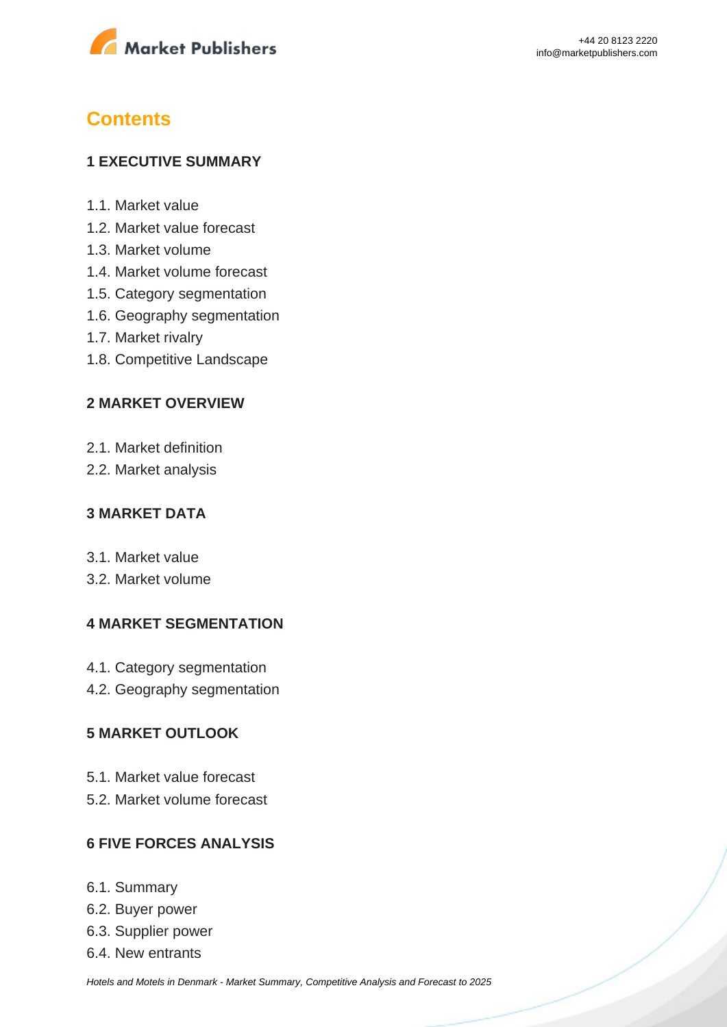# Contents

## 1 EXECUTIVE SUMMARY

1.1. Market value
1.2. Market value forecast
1.3. Market volume
1.4. Market volume forecast
1.5. Category segmentation
1.6. Geography segmentation
1.7. Market rivalry
1.8. Competitive Landscape

## 2 MARKET OVERVIEW

2.1. Market definition
2.2. Market analysis

## 3 MARKET DATA

3.1. Market value
3.2. Market volume

## 4 MARKET SEGMENTATION

4.1. Category segmentation
4.2. Geography segmentation

## 5 MARKET OUTLOOK

5.1. Market value forecast
5.2. Market volume forecast

## 6 FIVE FORCES ANALYSIS

6.1. Summary
6.2. Buyer power
6.3. Supplier power
6.4. New entrants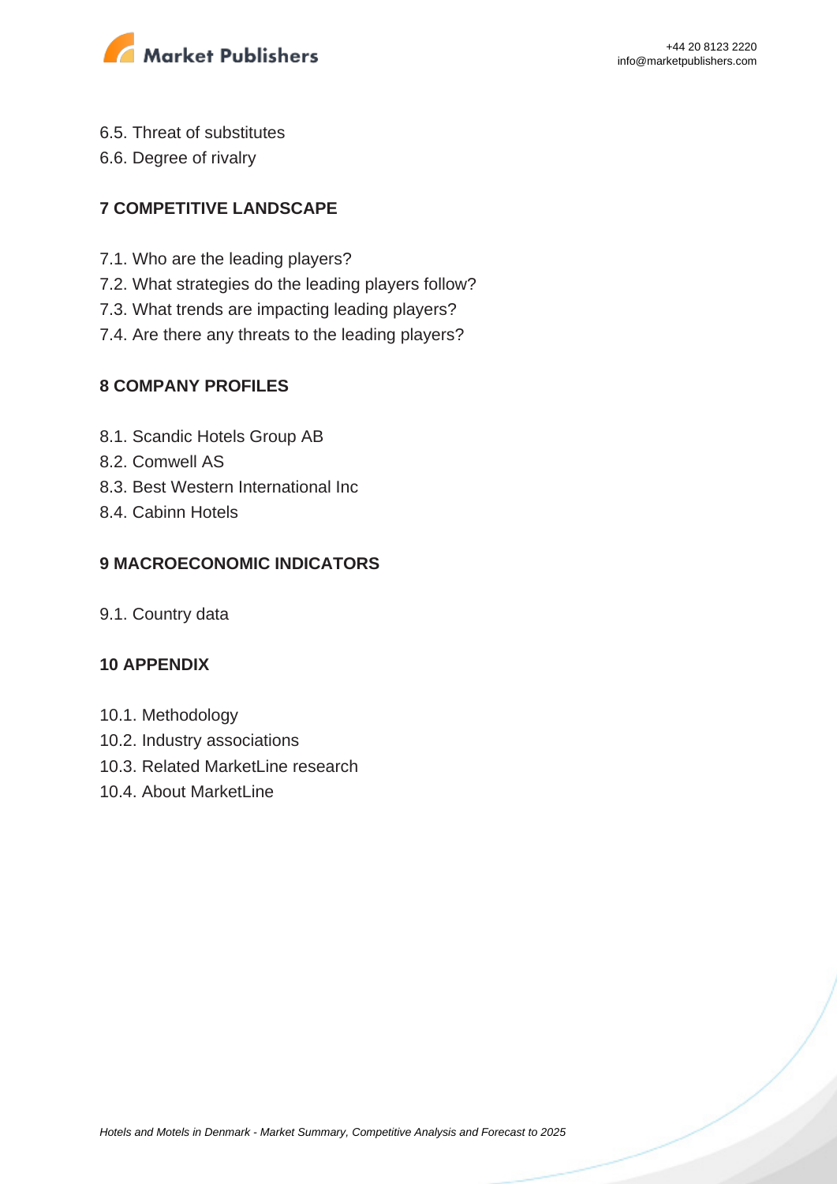6.5. Threat of substitutes
6.6. Degree of rivalry

## 7 COMPETITIVE LANDSCAPE

7.1. Who are the leading players?
7.2. What strategies do the leading players follow?
7.3. What trends are impacting leading players?
7.4. Are there any threats to the leading players?

## 8 COMPANY PROFILES

8.1. Scandic Hotels Group AB
8.2. Comwell AS
8.3. Best Western International Inc
8.4. Cabinn Hotels

## 9 MACROECONOMIC INDICATORS

9.1. Country data

## 10 APPENDIX

10.1. Methodology
10.2. Industry associations
10.3. Related MarketLine research
10.4. About MarketLine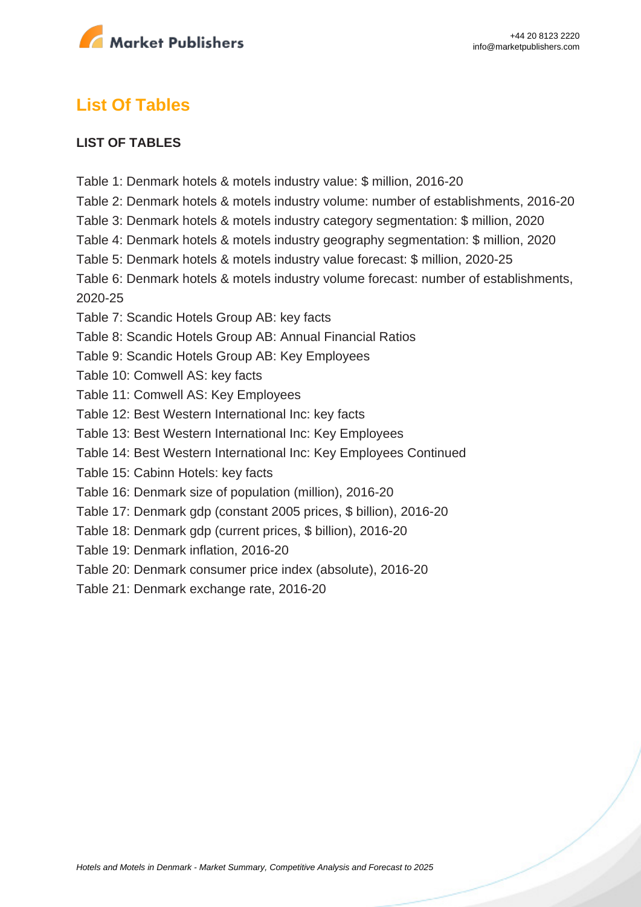## List Of Tables

**LIST OF TABLES**

Table 1: Denmark hotels & motels industry value: $ million, 2016-20
Table 2: Denmark hotels & motels industry volume: number of establishments, 2016-20
Table 3: Denmark hotels & motels industry category segmentation: $ million, 2020
Table 4: Denmark hotels & motels industry geography segmentation: $ million, 2020
Table 5: Denmark hotels & motels industry value forecast: $ million, 2020-25
Table 6: Denmark hotels & motels industry volume forecast: number of establishments, 2020-25
Table 7: Scandic Hotels Group AB: key facts
Table 8: Scandic Hotels Group AB: Annual Financial Ratios
Table 9: Scandic Hotels Group AB: Key Employees
Table 10: Comwell AS: key facts
Table 11: Comwell AS: Key Employees
Table 12: Best Western International Inc: key facts
Table 13: Best Western International Inc: Key Employees
Table 14: Best Western International Inc: Key Employees Continued
Table 15: Cabinn Hotels: key facts
Table 16: Denmark size of population (million), 2016-20
Table 17: Denmark gdp (constant 2005 prices, $ billion), 2016-20
Table 18: Denmark gdp (current prices, $ billion), 2016-20
Table 19: Denmark inflation, 2016-20
Table 20: Denmark consumer price index (absolute), 2016-20
Table 21: Denmark exchange rate, 2016-20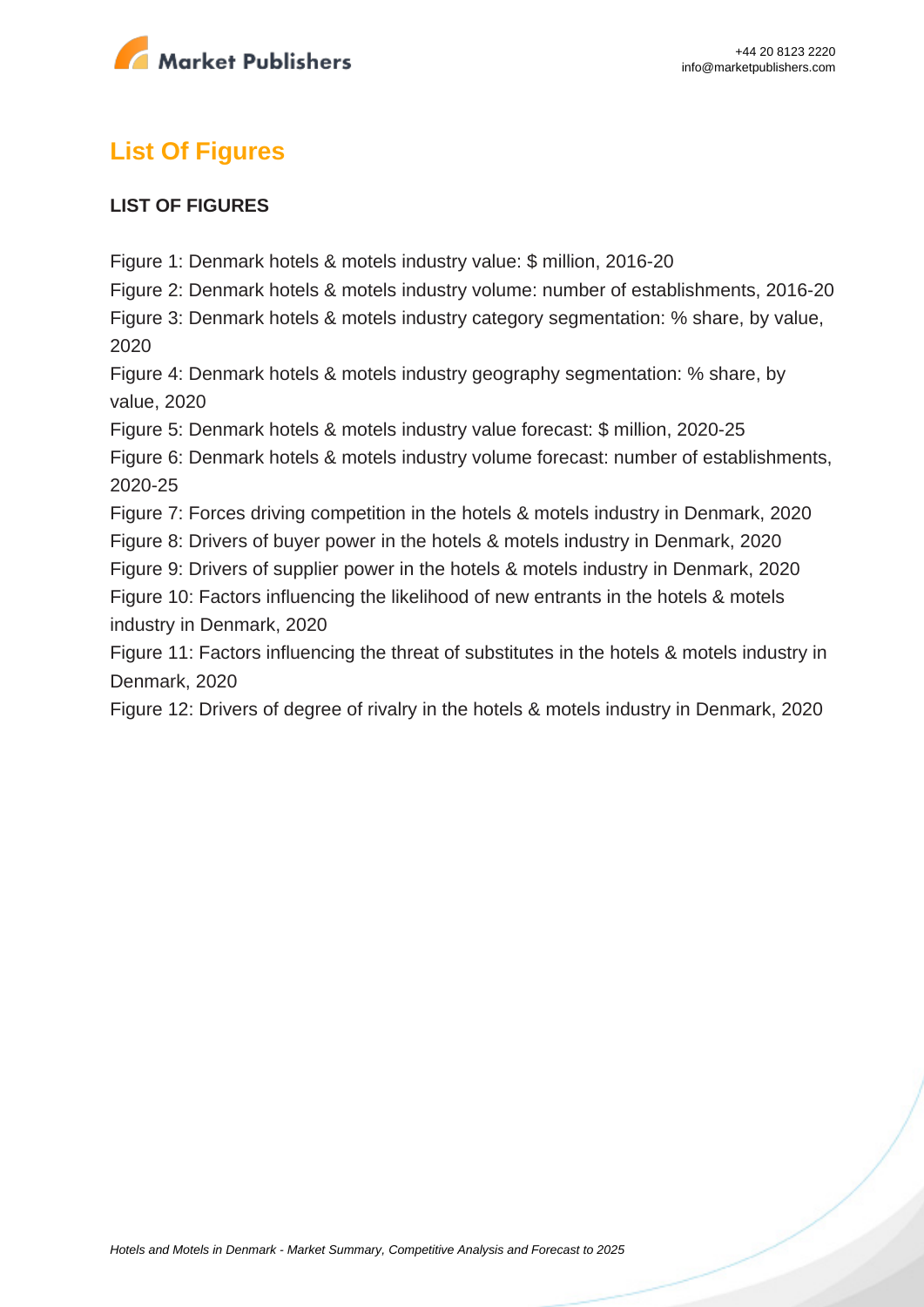## List Of Figures

**LIST OF FIGURES**

Figure 1: Denmark hotels & motels industry value: $ million, 2016-20
Figure 2: Denmark hotels & motels industry volume: number of establishments, 2016-20
Figure 3: Denmark hotels & motels industry category segmentation: % share, by value, 2020
Figure 4: Denmark hotels & motels industry geography segmentation: % share, by value, 2020
Figure 5: Denmark hotels & motels industry value forecast: $ million, 2020-25
Figure 6: Denmark hotels & motels industry volume forecast: number of establishments, 2020-25
Figure 7: Forces driving competition in the hotels & motels industry in Denmark, 2020
Figure 8: Drivers of buyer power in the hotels & motels industry in Denmark, 2020
Figure 9: Drivers of supplier power in the hotels & motels industry in Denmark, 2020
Figure 10: Factors influencing the likelihood of new entrants in the hotels & motels industry in Denmark, 2020
Figure 11: Factors influencing the threat of substitutes in the hotels & motels industry in Denmark, 2020
Figure 12: Drivers of degree of rivalry in the hotels & motels industry in Denmark, 2020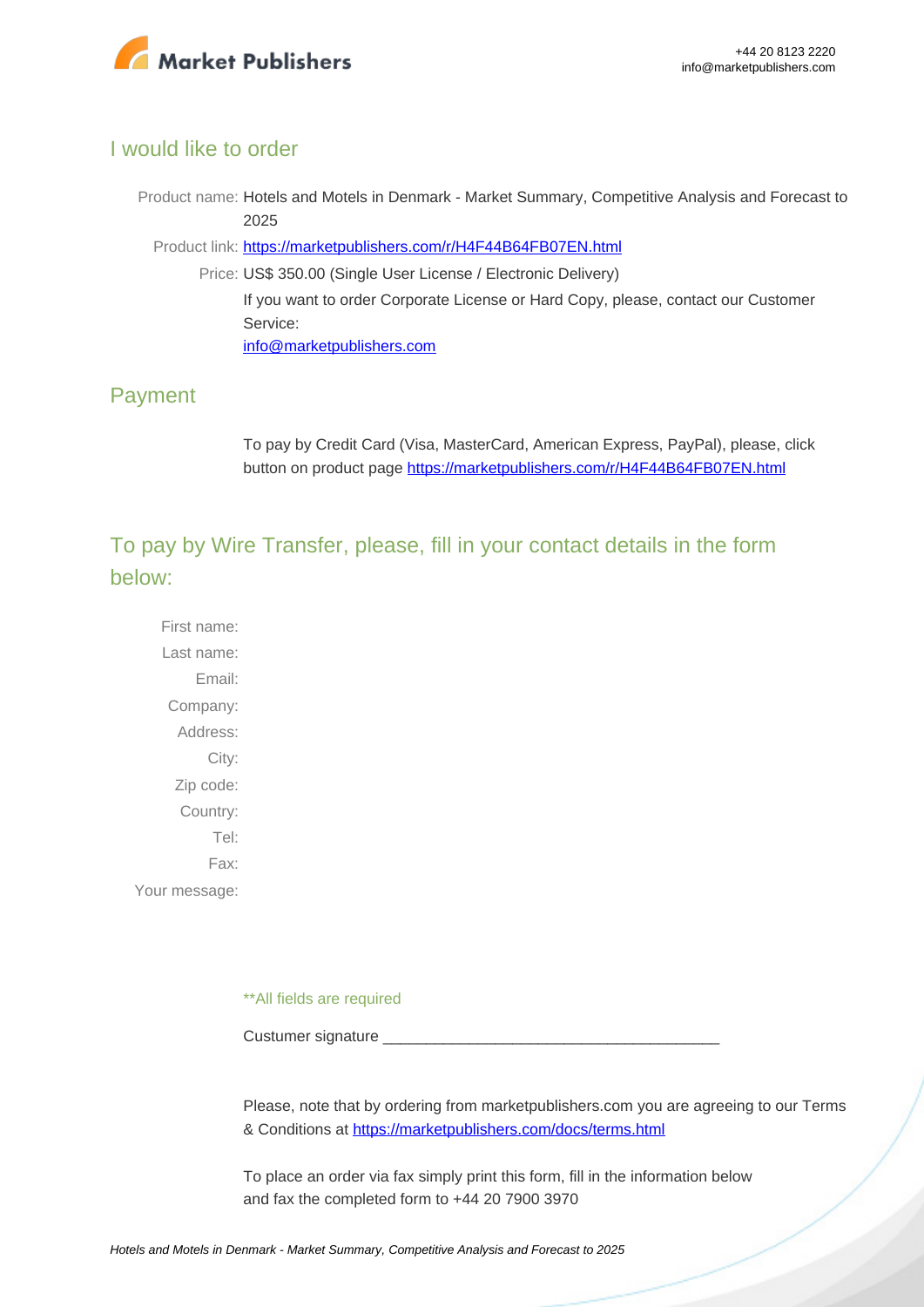## I would like to order

Product name: Hotels and Motels in Denmark - Market Summary, Competitive Analysis and Forecast to 2025

Product link: https://marketpublishers.com/r/H4F44B64FB07EN.html

Price: US$ 350.00 (Single User License / Electronic Delivery)

If you want to order Corporate License or Hard Copy, please, contact our Customer Service:

info@marketpublishers.com

## Payment

To pay by Credit Card (Visa, MasterCard, American Express, PayPal), please, click button on product page https://marketpublishers.com/r/H4F44B64FB07EN.html

## To pay by Wire Transfer, please, fill in your contact details in the form below:

First name:

Last name:

Email:

Company:

Address:

City:

Zip code:

Country:

Tel:

Fax:

Your message:

**All fields are required

Custumer signature _______________________________________

Please, note that by ordering from marketpublishers.com you are agreeing to our Terms & Conditions at https://marketpublishers.com/docs/terms.html

To place an order via fax simply print this form, fill in the information below and fax the completed form to +44 20 7900 3970